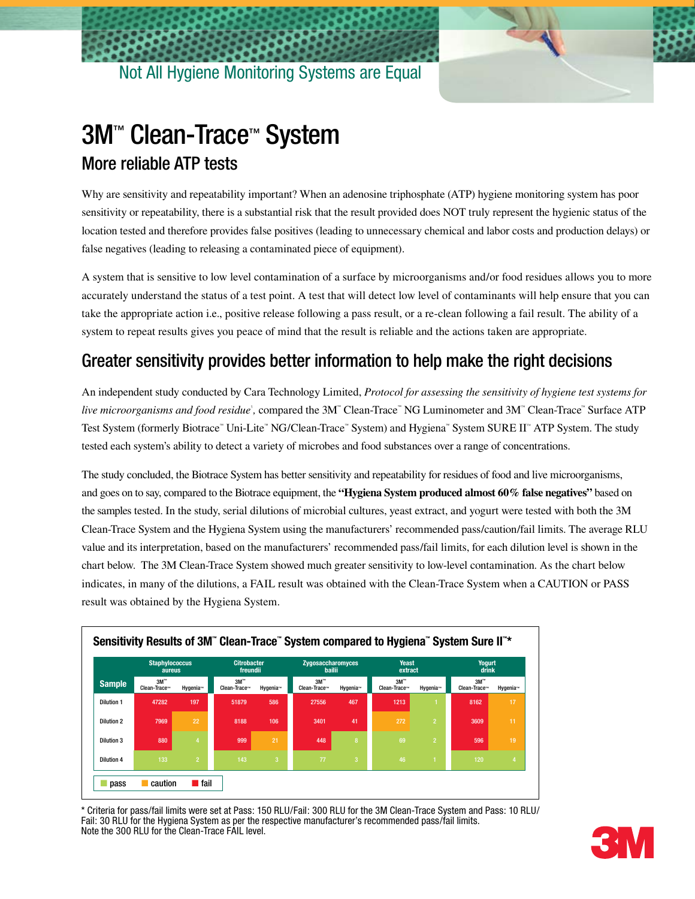Not All Hygiene Monitoring Systems are Equal

# 3M™ Clean-Trace™ System

## More reliable ATP tests

Why are sensitivity and repeatability important? When an adenosine triphosphate (ATP) hygiene monitoring system has poor sensitivity or repeatability, there is a substantial risk that the result provided does NOT truly represent the hygienic status of the location tested and therefore provides false positives (leading to unnecessary chemical and labor costs and production delays) or false negatives (leading to releasing a contaminated piece of equipment).

A system that is sensitive to low level contamination of a surface by microorganisms and/or food residues allows you to more accurately understand the status of a test point. A test that will detect low level of contaminants will help ensure that you can take the appropriate action i.e., positive release following a pass result, or a re-clean following a fail result. The ability of a system to repeat results gives you peace of mind that the result is reliable and the actions taken are appropriate.

## Greater sensitivity provides better information to help make the right decisions

An independent study conducted by Cara Technology Limited, *Protocol for assessing the sensitivity of hygiene test systems for live microorganisms and food residue*[1], compared the 3M™ Clean-Trace™ NG Luminometer and 3M™ Clean-Trace™ Surface ATP Test System (formerly Biotrace™ Uni-Lite™ NG/Clean-Trace™ System) and Hygiena™ System SURE II™ ATP System. The study tested each system's ability to detect a variety of microbes and food substances over a range of concentrations.

The study concluded, the Biotrace System has better sensitivity and repeatability for residues of food and live microorganisms, and goes on to say, compared to the Biotrace equipment, the **"Hygiena System produced almost 60% false negatives"** based on the samples tested. In the study, serial dilutions of microbial cultures, yeast extract, and yogurt were tested with both the 3M Clean-Trace System and the Hygiena System using the manufacturers' recommended pass/caution/fail limits. The average RLU value and its interpretation, based on the manufacturers' recommended pass/fail limits, for each dilution level is shown in the chart below. The 3M Clean-Trace System showed much greater sensitivity to low-level contamination. As the chart below indicates, in many of the dilutions, a FAIL result was obtained with the Clean-Trace System when a CAUTION or PASS result was obtained by the Hygiena System.

### Sensitivity Results of 3M™ Clean-Trace™ System compared to Hygiena™ System Sure II™*

| Sample | Staphylococcus aureus | | Citrobacter freundii | | Zygosaccharomyces bailii | | Yeast extract | | Yogurt drink | |
|---|---|---|---|---|---|---|---|---|---|---|
| | 3M™ Clean-Trace™ | Hygenia™ | 3M™ Clean-Trace™ | Hygenia™ | 3M™ Clean-Trace™ | Hygenia™ | 3M™ Clean-Trace™ | Hygenia™ | 3M™ Clean-Trace™ | Hygenia™ |
| Dilution 1 | 47282 (fail) | 197 (fail) | 51879 (fail) | 586 (fail) | 27556 (fail) | 467 (fail) | 1213 (fail) | 1 (pass) | 8162 (fail) | 17 (caution) |
| Dilution 2 | 7969 (fail) | 22 (caution) | 8188 (fail) | 106 (fail) | 3401 (fail) | 41 (fail) | 272 (caution) | 2 (pass) | 3609 (fail) | 11 (caution) |
| Dilution 3 | 880 (fail) | 4 (pass) | 999 (fail) | 21 (caution) | 448 (fail) | 8 (pass) | 69 (pass) | 2 (pass) | 596 (fail) | 19 (caution) |
| Dilution 4 | 133 (pass) | 2 (pass) | 143 (pass) | 3 (pass) | 77 (pass) | 3 (pass) | 46 (pass) | 1 (pass) | 120 (pass) | 4 (pass) |

pass / caution / fail

\* Criteria for pass/fail limits were set at Pass: 150 RLU/Fail: 300 RLU for the 3M Clean-Trace System and Pass: 10 RLU/ Fail: 30 RLU for the Hygiena System as per the respective manufacturer's recommended pass/fail limits.
Note the 300 RLU for the Clean-Trace FAIL level.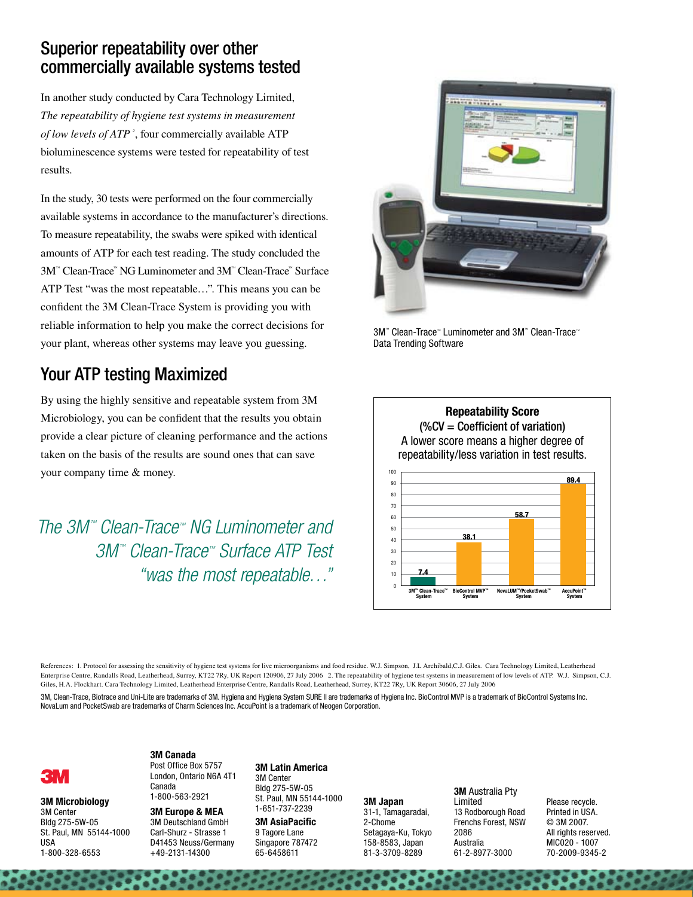## Superior repeatability over other commercially available systems tested

In another study conducted by Cara Technology Limited, *The repeatability of hygiene test systems in measurement of low levels of ATP* [2], four commercially available ATP bioluminescence systems were tested for repeatability of test results.

In the study, 30 tests were performed on the four commercially available systems in accordance to the manufacturer's directions. To measure repeatability, the swabs were spiked with identical amounts of ATP for each test reading. The study concluded the 3M™ Clean-Trace™ NG Luminometer and 3M™ Clean-Trace™ Surface ATP Test "was the most repeatable…". This means you can be confident the 3M Clean-Trace System is providing you with reliable information to help you make the correct decisions for your plant, whereas other systems may leave you guessing.

3M™ Clean-Trace™ Luminometer and 3M™ Clean-Trace™ Data Trending Software

## Your ATP testing Maximized

By using the highly sensitive and repeatable system from 3M Microbiology, you can be confident that the results you obtain provide a clear picture of cleaning performance and the actions taken on the basis of the results are sound ones that can save your company time & money.

*The 3M™ Clean-Trace™ NG Luminometer and 3M™ Clean-Trace™ Surface ATP Test "was the most repeatable…"*

**Repeatability Score**
**(%CV = Coefficient of variation)**
A lower score means a higher degree of repeatability/less variation in test results.

100
90
80
70
60
50
40
30
20
10
0

7.4
38.1
58.7
89.4

3M™ Clean-Trace™ System
BioControl MVP™ System
NovaLUM™/PocketSwab™ System
AccuPoint™ System

References: 1. Protocol for assessing the sensitivity of hygiene test systems for live microorganisms and food residue. W.J. Simpson, J.L Archibald,C.J. Giles. Cara Technology Limited, Leatherhead Enterprise Centre, Randalls Road, Leatherhead, Surrey, KT22 7Ry, UK Report 120906, 27 July 2006 2. The repeatability of hygiene test systems in measurement of low levels of ATP. W.J. Simpson, C.J. Giles, H.A. Flockhart. Cara Technology Limited, Leatherhead Enterprise Centre, Randalls Road, Leatherhead, Surrey, KT22 7Ry, UK Report 30606, 27 July 2006

3M, Clean-Trace, Biotrace and Uni-Lite are trademarks of 3M. Hygiena and Hygiena System SURE II are trademarks of Hygiena Inc. BioControl MVP is a trademark of BioControl Systems Inc. NovaLum and PocketSwab are trademarks of Charm Sciences Inc. AccuPoint is a trademark of Neogen Corporation.

3M

**3M Microbiology**
3M Center
Bldg 275-5W-05
St. Paul, MN 55144-1000
USA
1-800-328-6553

**3M Canada**
Post Office Box 5757
London, Ontario N6A 4T1
Canada
1-800-563-2921

**3M Europe & MEA**
3M Deutschland GmbH
Carl-Shurz - Strasse 1
D41453 Neuss/Germany
+49-2131-14300

**3M Latin America**
3M Center
Bldg 275-5W-05
St. Paul, MN 55144-1000
1-651-737-2239

**3M AsiaPacific**
9 Tagore Lane
Singapore 787472
65-6458611

**3M Japan**
31-1, Tamagaradai,
2-Chome
Setagaya-Ku, Tokyo
158-8583, Japan
81-3-3709-8289

**3M** Australia Pty Limited
13 Rodborough Road
Frenchs Forest, NSW
2086
Australia
61-2-8977-3000

Please recycle.
Printed in USA.
© 3M 2007.
All rights reserved.
MIC020 - 1007
70-2009-9345-2